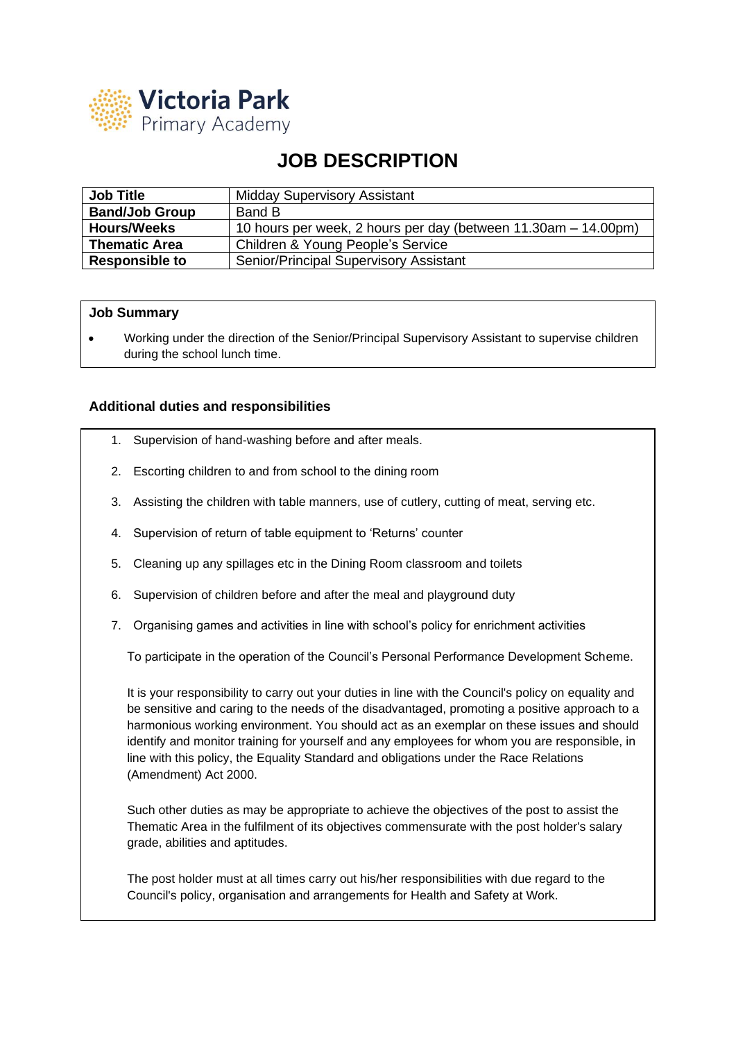Victoria Park
Primary Academy

# JOB DESCRIPTION

| **Job Title** | Midday Supervisory Assistant |
|---|---|
| **Band/Job Group** | Band B |
| **Hours/Weeks** | 10 hours per week, 2 hours per day (between 11.30am – 14.00pm) |
| **Thematic Area** | Children & Young People's Service |
| **Responsible to** | Senior/Principal Supervisory Assistant |

**Job Summary**

- Working under the direction of the Senior/Principal Supervisory Assistant to supervise children during the school lunch time.

### Additional duties and responsibilities

1. Supervision of hand-washing before and after meals.
2. Escorting children to and from school to the dining room
3. Assisting the children with table manners, use of cutlery, cutting of meat, serving etc.
4. Supervision of return of table equipment to 'Returns' counter
5. Cleaning up any spillages etc in the Dining Room classroom and toilets
6. Supervision of children before and after the meal and playground duty
7. Organising games and activities in line with school's policy for enrichment activities

To participate in the operation of the Council's Personal Performance Development Scheme.

It is your responsibility to carry out your duties in line with the Council's policy on equality and be sensitive and caring to the needs of the disadvantaged, promoting a positive approach to a harmonious working environment. You should act as an exemplar on these issues and should identify and monitor training for yourself and any employees for whom you are responsible, in line with this policy, the Equality Standard and obligations under the Race Relations (Amendment) Act 2000.

Such other duties as may be appropriate to achieve the objectives of the post to assist the Thematic Area in the fulfilment of its objectives commensurate with the post holder's salary grade, abilities and aptitudes.

The post holder must at all times carry out his/her responsibilities with due regard to the Council's policy, organisation and arrangements for Health and Safety at Work.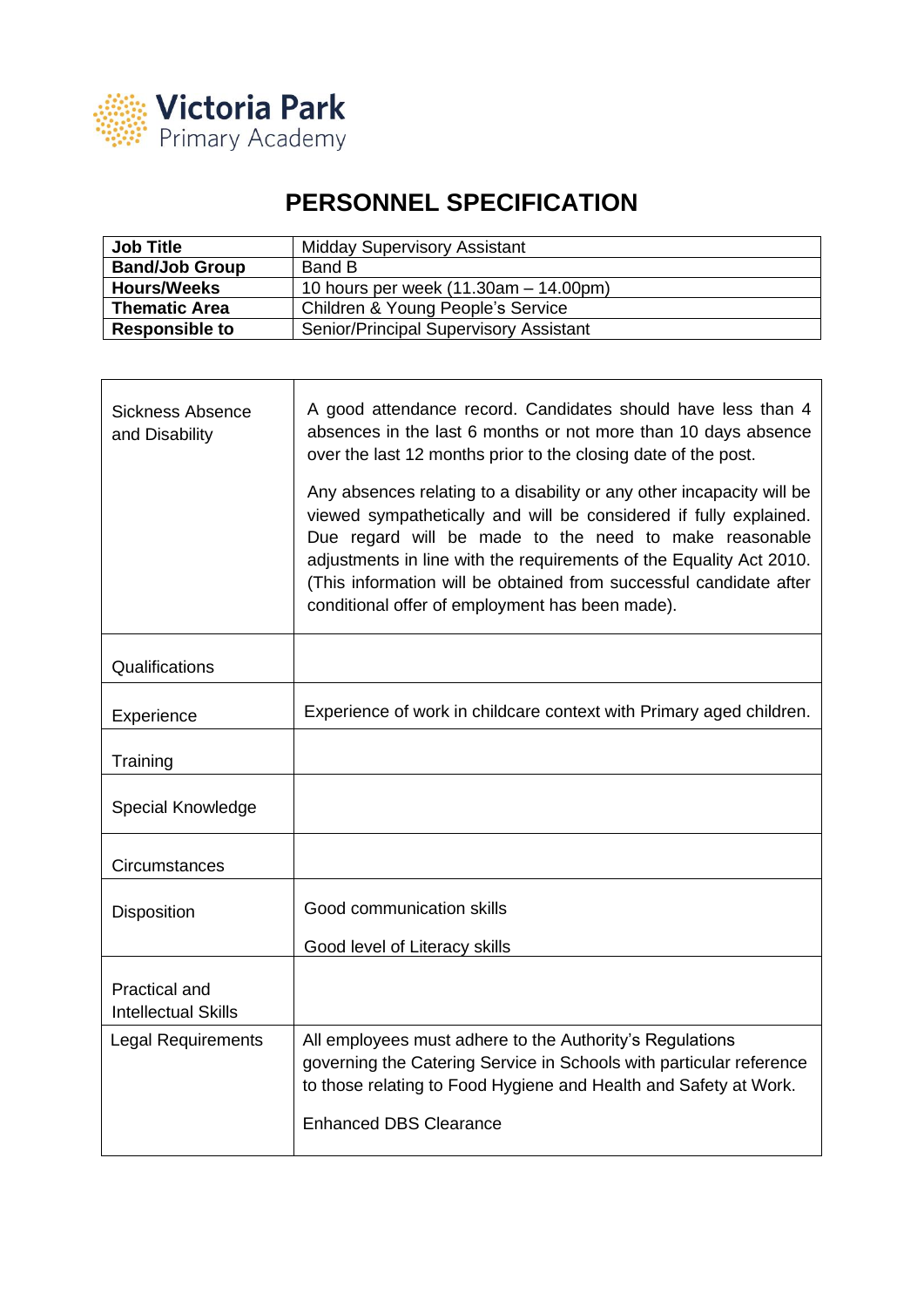Victoria Park
Primary Academy

# PERSONNEL SPECIFICATION

| | |
|---|---|
| **Job Title** | Midday Supervisory Assistant |
| **Band/Job Group** | Band B |
| **Hours/Weeks** | 10 hours per week (11.30am – 14.00pm) |
| **Thematic Area** | Children & Young People's Service |
| **Responsible to** | Senior/Principal Supervisory Assistant |

| | |
|---|---|
| Sickness Absence and Disability | A good attendance record. Candidates should have less than 4 absences in the last 6 months or not more than 10 days absence over the last 12 months prior to the closing date of the post.<br><br>Any absences relating to a disability or any other incapacity will be viewed sympathetically and will be considered if fully explained. Due regard will be made to the need to make reasonable adjustments in line with the requirements of the Equality Act 2010. (This information will be obtained from successful candidate after conditional offer of employment has been made). |
| Qualifications | |
| Experience | Experience of work in childcare context with Primary aged children. |
| Training | |
| Special Knowledge | |
| Circumstances | |
| Disposition | Good communication skills<br><br>Good level of Literacy skills |
| Practical and Intellectual Skills | |
| Legal Requirements | All employees must adhere to the Authority's Regulations governing the Catering Service in Schools with particular reference to those relating to Food Hygiene and Health and Safety at Work.<br><br>Enhanced DBS Clearance |